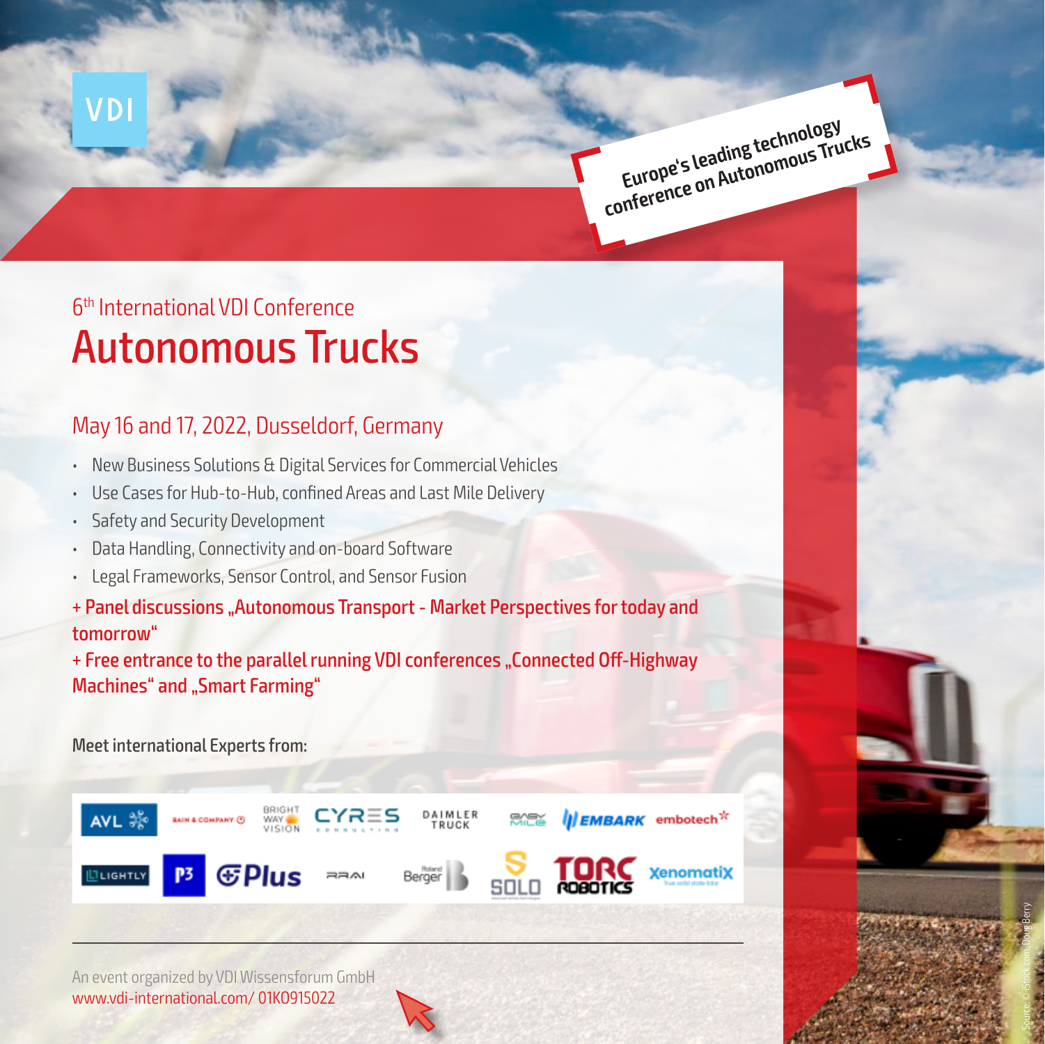VDI

Europe's leading technology conference on Autonomous Trucks

6th International VDI Conference

# Autonomous Trucks

## May 16 and 17, 2022, Dusseldorf, Germany

- New Business Solutions & Digital Services for Commercial Vehicles
- Use Cases for Hub-to-Hub, confined Areas and Last Mile Delivery
- Safety and Security Development
- Data Handling, Connectivity and on-board Software
- Legal Frameworks, Sensor Control, and Sensor Fusion

**+ Panel discussions „Autonomous Transport - Market Perspectives for today and tomorrow"**

**+ Free entrance to the parallel running VDI conferences „Connected Off-Highway Machines" and „Smart Farming"**

**Meet international Experts from:**

AVL, Bain & Company, Bright Way Vision, Cyres Consulting, Daimler Truck, EasyMile, Embark, embotech, Lightly, P3, Plus, RRAI, Roland Berger, Solo, TORC Robotics, XenomatiX

---

An event organized by VDI Wissensforum GmbH
www.vdi-international.com/ 01KO915022

Source: © iStock.com Doug Berry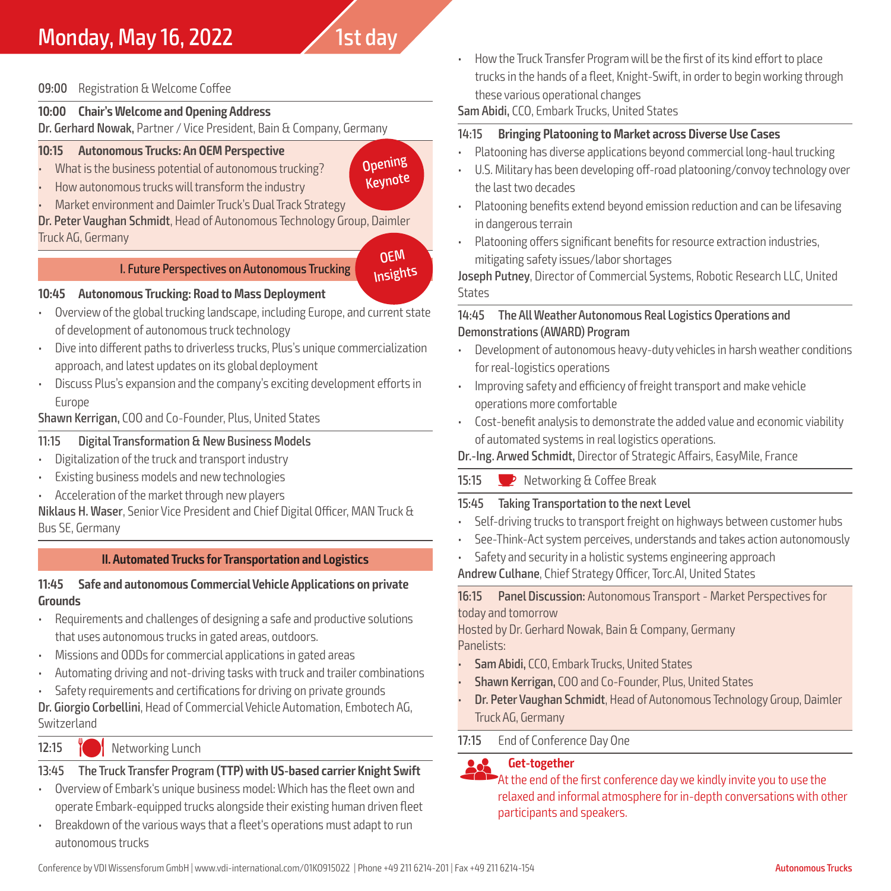# Monday, May 16, 2022 — 1st day

**09:00** Registration & Welcome Coffee

**10:00 Chair's Welcome and Opening Address**
**Dr. Gerhard Nowak,** Partner / Vice President, Bain & Company, Germany

**10:15 Autonomous Trucks: An OEM Perspective** — *Opening Keynote*
- What is the business potential of autonomous trucking?
- How autonomous trucks will transform the industry
- Market environment and Daimler Truck's Dual Track Strategy

**Dr. Peter Vaughan Schmidt**, Head of Autonomous Technology Group, Daimler Truck AG, Germany

## I. Future Perspectives on Autonomous Trucking

*OEM Insights*

**10:45 Autonomous Trucking: Road to Mass Deployment**
- Overview of the global trucking landscape, including Europe, and current state of development of autonomous truck technology
- Dive into different paths to driverless trucks, Plus's unique commercialization approach, and latest updates on its global deployment
- Discuss Plus's expansion and the company's exciting development efforts in Europe

**Shawn Kerrigan,** COO and Co-Founder, Plus, United States

**11:15 Digital Transformation & New Business Models**
- Digitalization of the truck and transport industry
- Existing business models and new technologies
- Acceleration of the market through new players

**Niklaus H. Waser**, Senior Vice President and Chief Digital Officer, MAN Truck & Bus SE, Germany

## II. Automated Trucks for Transportation and Logistics

**11:45 Safe and autonomous Commercial Vehicle Applications on private Grounds**
- Requirements and challenges of designing a safe and productive solutions that uses autonomous trucks in gated areas, outdoors.
- Missions and ODDs for commercial applications in gated areas
- Automating driving and not-driving tasks with truck and trailer combinations
- Safety requirements and certifications for driving on private grounds

**Dr. Giorgio Corbellini**, Head of Commercial Vehicle Automation, Embotech AG, Switzerland

**12:15** Networking Lunch

**13:45 The Truck Transfer Program (TTP) with US-based carrier Knight Swift**
- Overview of Embark's unique business model: Which has the fleet own and operate Embark-equipped trucks alongside their existing human driven fleet
- Breakdown of the various ways that a fleet's operations must adapt to run autonomous trucks
- How the Truck Transfer Program will be the first of its kind effort to place trucks in the hands of a fleet, Knight-Swift, in order to begin working through these various operational changes

**Sam Abidi,** CCO, Embark Trucks, United States

**14:15 Bringing Platooning to Market across Diverse Use Cases**
- Platooning has diverse applications beyond commercial long-haul trucking
- U.S. Military has been developing off-road platooning/convoy technology over the last two decades
- Platooning benefits extend beyond emission reduction and can be lifesaving in dangerous terrain
- Platooning offers significant benefits for resource extraction industries, mitigating safety issues/labor shortages

**Joseph Putney**, Director of Commercial Systems, Robotic Research LLC, United States

**14:45 The All Weather Autonomous Real Logistics Operations and Demonstrations (AWARD) Program**
- Development of autonomous heavy-duty vehicles in harsh weather conditions for real-logistics operations
- Improving safety and efficiency of freight transport and make vehicle operations more comfortable
- Cost-benefit analysis to demonstrate the added value and economic viability of automated systems in real logistics operations.

**Dr.-Ing. Arwed Schmidt,** Director of Strategic Affairs, EasyMile, France

**15:15** Networking & Coffee Break

**15:45 Taking Transportation to the next Level**
- Self-driving trucks to transport freight on highways between customer hubs
- See-Think-Act system perceives, understands and takes action autonomously
- Safety and security in a holistic systems engineering approach

**Andrew Culhane**, Chief Strategy Officer, Torc.AI, United States

**16:15 Panel Discussion:** Autonomous Transport - Market Perspectives for today and tomorrow
Hosted by Dr. Gerhard Nowak, Bain & Company, Germany
Panelists:
- **Sam Abidi,** CCO, Embark Trucks, United States
- **Shawn Kerrigan,** COO and Co-Founder, Plus, United States
- **Dr. Peter Vaughan Schmidt**, Head of Autonomous Technology Group, Daimler Truck AG, Germany

**17:15** End of Conference Day One

**Get-together**
At the end of the first conference day we kindly invite you to use the relaxed and informal atmosphere for in-depth conversations with other participants and speakers.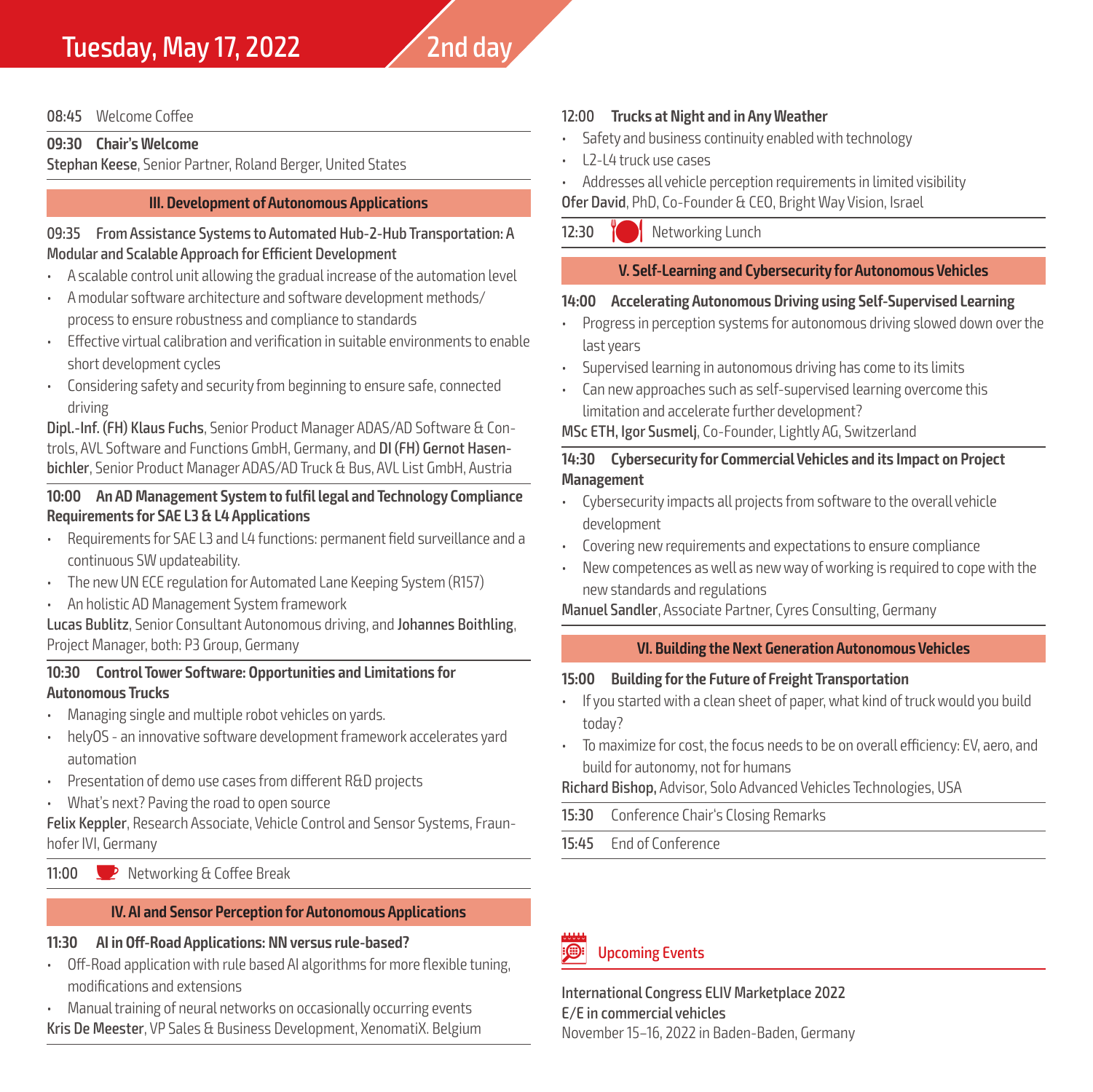# Tuesday, May 17, 2022 — 2nd day

**08:45** Welcome Coffee

**09:30 Chair's Welcome**

**Stephan Keese**, Senior Partner, Roland Berger, United States

## III. Development of Autonomous Applications

**09:35 From Assistance Systems to Automated Hub-2-Hub Transportation: A Modular and Scalable Approach for Efficient Development**

- A scalable control unit allowing the gradual increase of the automation level
- A modular software architecture and software development methods/process to ensure robustness and compliance to standards
- Effective virtual calibration and verification in suitable environments to enable short development cycles
- Considering safety and security from beginning to ensure safe, connected driving

**Dipl.-Inf. (FH) Klaus Fuchs**, Senior Product Manager ADAS/AD Software & Controls, AVL Software and Functions GmbH, Germany, and **DI (FH) Gernot Hasenbichler**, Senior Product Manager ADAS/AD Truck & Bus, AVL List GmbH, Austria

**10:00 An AD Management System to fulfil legal and Technology Compliance Requirements for SAE L3 & L4 Applications**

- Requirements for SAE L3 and L4 functions: permanent field surveillance and a continuous SW updateability.
- The new UN ECE regulation for Automated Lane Keeping System (R157)
- An holistic AD Management System framework

**Lucas Bublitz**, Senior Consultant Autonomous driving, and **Johannes Boithling**, Project Manager, both: P3 Group, Germany

**10:30 Control Tower Software: Opportunities and Limitations for Autonomous Trucks**

- Managing single and multiple robot vehicles on yards.
- helyOS - an innovative software development framework accelerates yard automation
- Presentation of demo use cases from different R&D projects
- What's next? Paving the road to open source

**Felix Keppler**, Research Associate, Vehicle Control and Sensor Systems, Fraunhofer IVI, Germany

**11:00** Networking & Coffee Break

## IV. AI and Sensor Perception for Autonomous Applications

**11:30 AI in Off-Road Applications: NN versus rule-based?**

- Off-Road application with rule based AI algorithms for more flexible tuning, modifications and extensions
- Manual training of neural networks on occasionally occurring events

**Kris De Meester**, VP Sales & Business Development, XenomatiX. Belgium

**12:00 Trucks at Night and in Any Weather**

- Safety and business continuity enabled with technology
- L2-L4 truck use cases
- Addresses all vehicle perception requirements in limited visibility

**Ofer David**, PhD, Co-Founder & CEO, Bright Way Vision, Israel

**12:30** Networking Lunch

## V. Self-Learning and Cybersecurity for Autonomous Vehicles

**14:00 Accelerating Autonomous Driving using Self-Supervised Learning**

- Progress in perception systems for autonomous driving slowed down over the last years
- Supervised learning in autonomous driving has come to its limits
- Can new approaches such as self-supervised learning overcome this limitation and accelerate further development?

**MSc ETH, Igor Susmelj**, Co-Founder, Lightly AG, Switzerland

**14:30 Cybersecurity for Commercial Vehicles and its Impact on Project Management**

- Cybersecurity impacts all projects from software to the overall vehicle development
- Covering new requirements and expectations to ensure compliance
- New competences as well as new way of working is required to cope with the new standards and regulations

**Manuel Sandler**, Associate Partner, Cyres Consulting, Germany

## VI. Building the Next Generation Autonomous Vehicles

**15:00 Building for the Future of Freight Transportation**

- If you started with a clean sheet of paper, what kind of truck would you build today?
- To maximize for cost, the focus needs to be on overall efficiency: EV, aero, and build for autonomy, not for humans

**Richard Bishop,** Advisor, Solo Advanced Vehicles Technologies, USA

**15:30** Conference Chair's Closing Remarks

**15:45** End of Conference

## Upcoming Events

**International Congress ELIV Marketplace 2022**
**E/E in commercial vehicles**
November 15–16, 2022 in Baden-Baden, Germany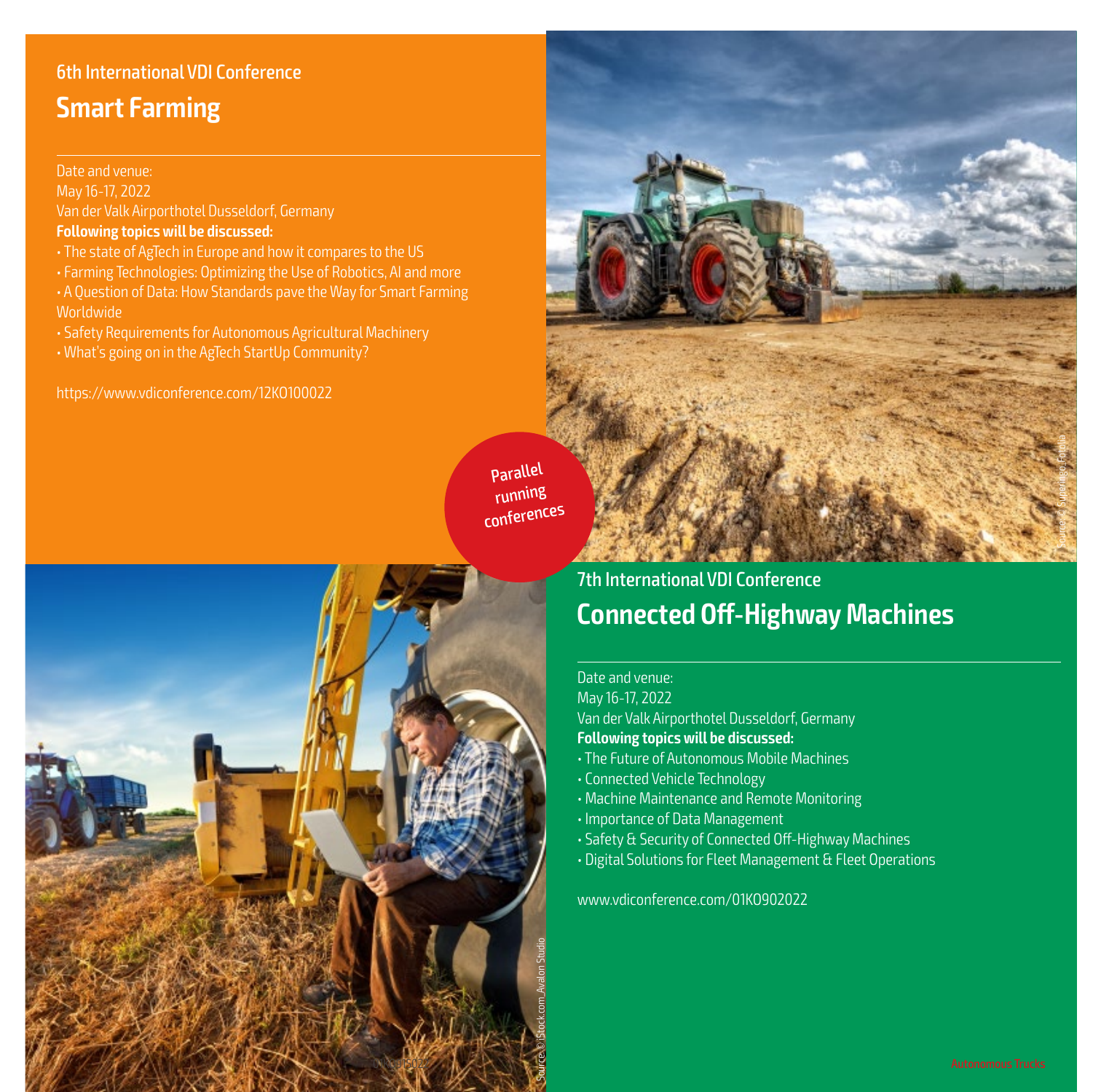6th International VDI Conference

## Smart Farming

Date and venue:
May 16-17, 2022
Van der Valk Airporthotel Dusseldorf, Germany

**Following topics will be discussed:**

- The state of AgTech in Europe and how it compares to the US
- Farming Technologies: Optimizing the Use of Robotics, AI and more
- A Question of Data: How Standards pave the Way for Smart Farming Worldwide
- Safety Requirements for Autonomous Agricultural Machinery
- What's going on in the AgTech StartUp Community?

https://www.vdiconference.com/12KO100022

Parallel running conferences

Source: © Superingo-Fotolia

7th International VDI Conference

## Connected Off-Highway Machines

Date and venue:
May 16-17, 2022
Van der Valk Airporthotel Dusseldorf, Germany

**Following topics will be discussed:**

- The Future of Autonomous Mobile Machines
- Connected Vehicle Technology
- Machine Maintenance and Remote Monitoring
- Importance of Data Management
- Safety & Security of Connected Off-Highway Machines
- Digital Solutions for Fleet Management & Fleet Operations

www.vdiconference.com/01KO902022

Source: © iStock.com_Avalon Studio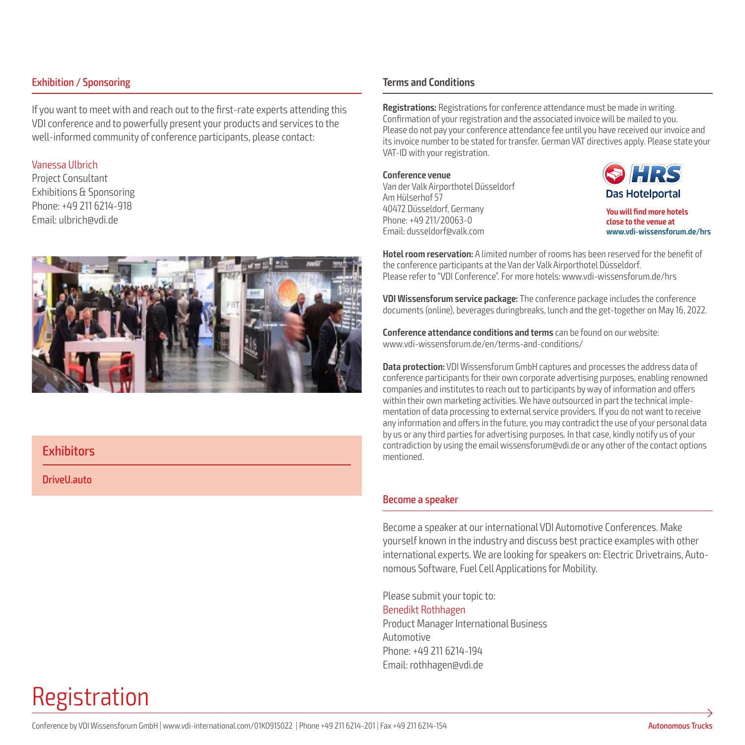## Exhibition / Sponsoring

If you want to meet with and reach out to the first-rate experts attending this VDI conference and to powerfully present your products and services to the well-informed community of conference participants, please contact:

Vanessa Ulbrich
Project Consultant
Exhibitions & Sponsoring
Phone: +49 211 6214-918
Email: ulbrich@vdi.de

## Exhibitors

DriveU.auto

## Terms and Conditions

**Registrations:** Registrations for conference attendance must be made in writing. Confirmation of your registration and the associated invoice will be mailed to you. Please do not pay your conference attendance fee until you have received our invoice and its invoice number to be stated for transfer. German VAT directives apply. Please state your VAT-ID with your registration.

**Conference venue**
Van der Valk Airporthotel Düsseldorf
Am Hülserhof 57
40472 Düsseldorf, Germany
Phone: +49 211/20063-0
Email: dusseldorf@valk.com

HRS Das Hotelportal

**You will find more hotels close to the venue at www.vdi-wissensforum.de/hrs**

**Hotel room reservation:** A limited number of rooms has been reserved for the benefit of the conference participants at the Van der Valk Airporthotel Düsseldorf. Please refer to "VDI Conference". For more hotels: www.vdi-wissensforum.de/hrs

**VDI Wissensforum service package:** The conference package includes the conference documents (online), beverages duringbreaks, lunch and the get-together on May 16, 2022.

**Conference attendance conditions and terms** can be found on our website: www.vdi-wissensforum.de/en/terms-and-conditions/

**Data protection:** VDI Wissensforum GmbH captures and processes the address data of conference participants for their own corporate advertising purposes, enabling renowned companies and institutes to reach out to participants by way of information and offers within their own marketing activities. We have outsourced in part the technical implementation of data processing to external service providers. If you do not want to receive any information and offers in the future, you may contradict the use of your personal data by us or any third parties for advertising purposes. In that case, kindly notify us of your contradiction by using the email wissensforum@vdi.de or any other of the contact options mentioned.

## Become a speaker

Become a speaker at our international VDI Automotive Conferences. Make yourself known in the industry and discuss best practice examples with other international experts. We are looking for speakers on: Electric Drivetrains, Autonomous Software, Fuel Cell Applications for Mobility.

Please submit your topic to:
Benedikt Rothhagen
Product Manager International Business
Automotive
Phone: +49 211 6214-194
Email: rothhagen@vdi.de

# Registration

Conference by VDI Wissensforum GmbH | www.vdi-international.com/01KO915022 | Phone +49 211 6214-201 | Fax +49 211 6214-154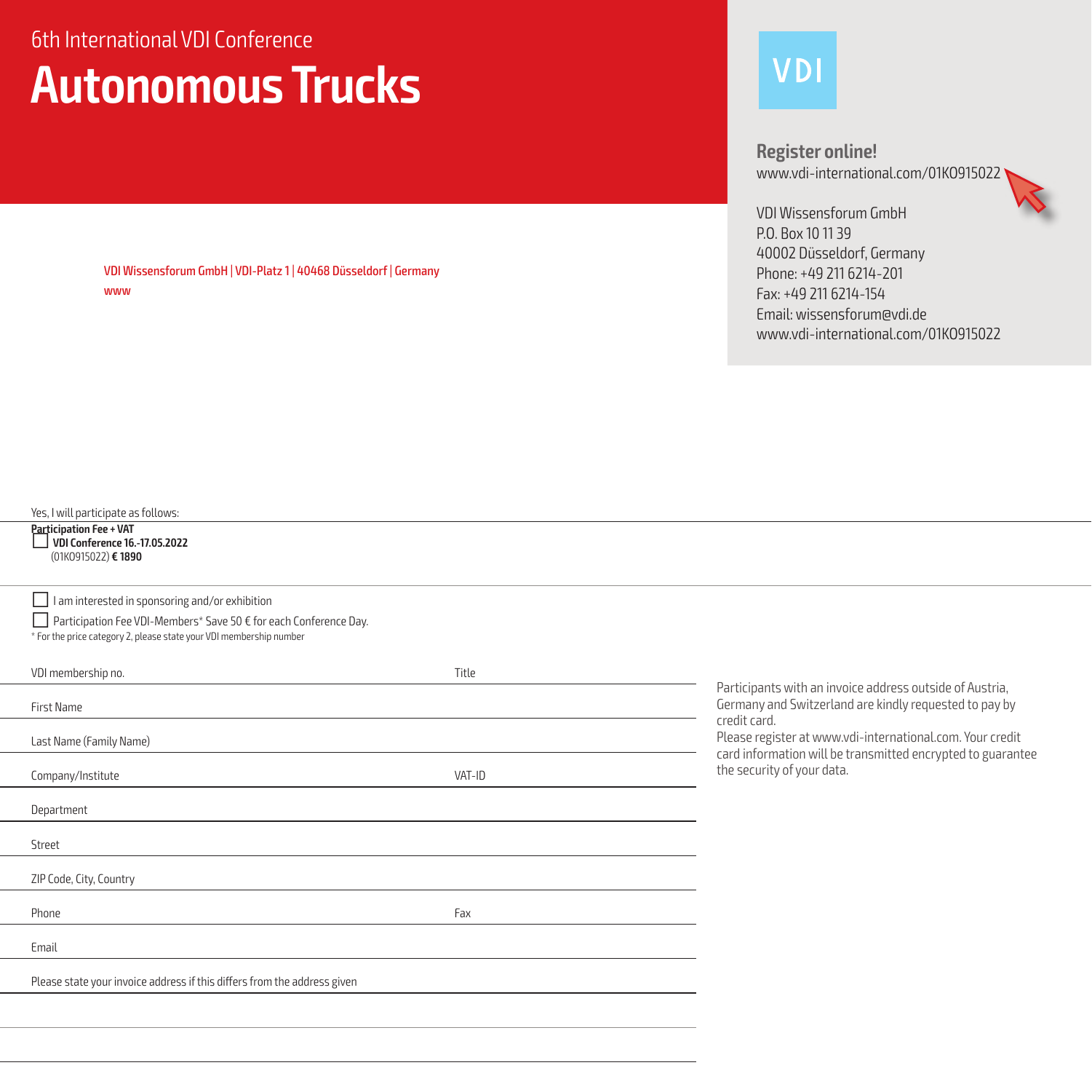6th International VDI Conference

# Autonomous Trucks

VDI

**Register online!**
www.vdi-international.com/01KO915022

VDI Wissensforum GmbH
P.O. Box 10 11 39
40002 Düsseldorf, Germany
Phone: +49 211 6214-201
Fax: +49 211 6214-154
Email: wissensforum@vdi.de
www.vdi-international.com/01KO915022

VDI Wissensforum GmbH | VDI-Platz 1 | 40468 Düsseldorf | Germany
www

Yes, I will participate as follows:

**Participation Fee + VAT**

☐ **VDI Conference 16.-17.05.2022**
(01KO915022) **€ 1890**

☐ I am interested in sponsoring and/or exhibition

☐ Participation Fee VDI-Members* Save 50 € for each Conference Day.

* For the price category 2, please state your VDI membership number

VDI membership no. | Title

First Name

Last Name (Family Name)

Company/Institute | VAT-ID

Department

Street

ZIP Code, City, Country

Phone | Fax

Email

Please state your invoice address if this differs from the address given

Participants with an invoice address outside of Austria, Germany and Switzerland are kindly requested to pay by credit card.
Please register at www.vdi-international.com. Your credit card information will be transmitted encrypted to guarantee the security of your data.